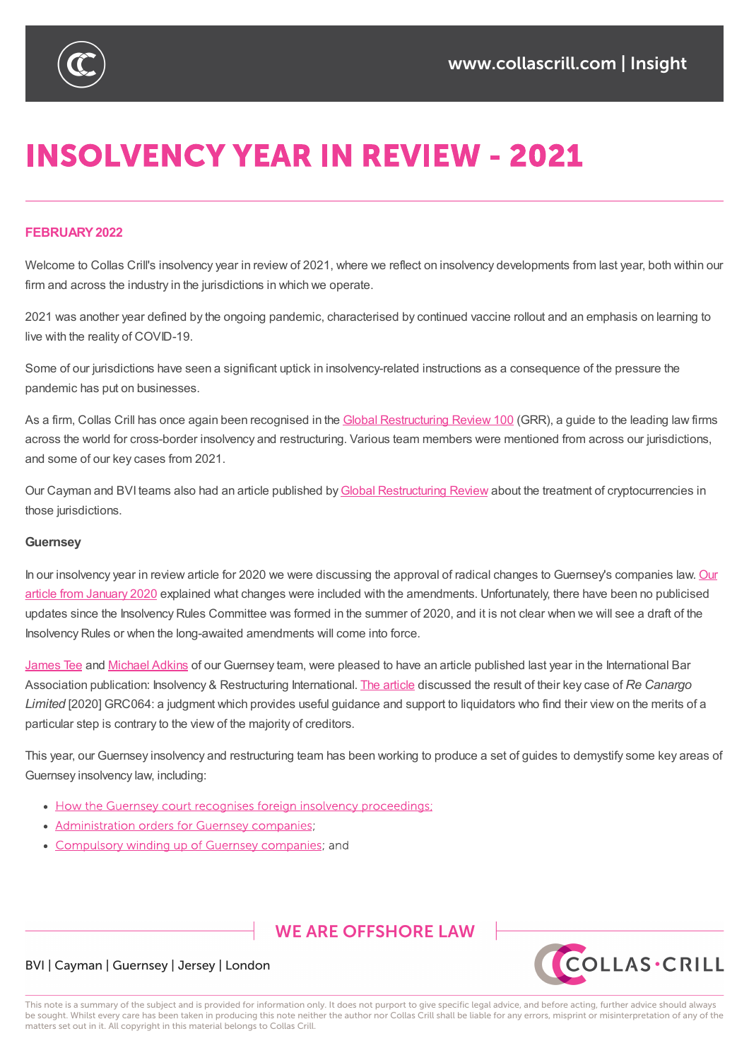# INSOLVENCY YEAR IN REVIEW - 2021

**FEBRUARY 2022**

Welcome to Collas Crill's insolvency year in review of 2021, where we reflect on insolvency developments from last year, both within our firm and across the industry in the jurisdictions in which we operate.

2021 was another year defined by the ongoing pandemic, characterised by continued vaccine rollout and an emphasis on learning to live with the reality of COVID-19.

Some of our jurisdictions have seen a significant uptick in insolvency-related instructions as a consequence of the pressure the pandemic has put on businesses.

As a firm, Collas Crill has once again been recognised in the Global Restructuring Review 100 (GRR), a guide to the leading law firms across the world for cross-border insolvency and restructuring. Various team members were mentioned from across our jurisdictions, and some of our key cases from 2021.

Our Cayman and BVI teams also had an article published by Global Restructuring Review about the treatment of cryptocurrencies in those jurisdictions.

**Guernsey**

In our insolvency year in review article for 2020 we were discussing the approval of radical changes to Guernsey's companies law. Our article from January 2020 explained what changes were included with the amendments. Unfortunately, there have been no publicised updates since the Insolvency Rules Committee was formed in the summer of 2020, and it is not clear when we will see a draft of the Insolvency Rules or when the long-awaited amendments will come into force.

James Tee and Michael Adkins of our Guernsey team, were pleased to have an article published last year in the International Bar Association publication: Insolvency & Restructuring International. The article discussed the result of their key case of *Re Canargo Limited* [2020] GRC064: a judgment which provides useful guidance and support to liquidators who find their view on the merits of a particular step is contrary to the view of the majority of creditors.

This year, our Guernsey insolvency and restructuring team has been working to produce a set of guides to demystify some key areas of Guernsey insolvency law, including:

- How the Guernsey court recognises foreign insolvency proceedings;
- Administration orders for Guernsey companies;
- Compulsory winding up of Guernsey companies; and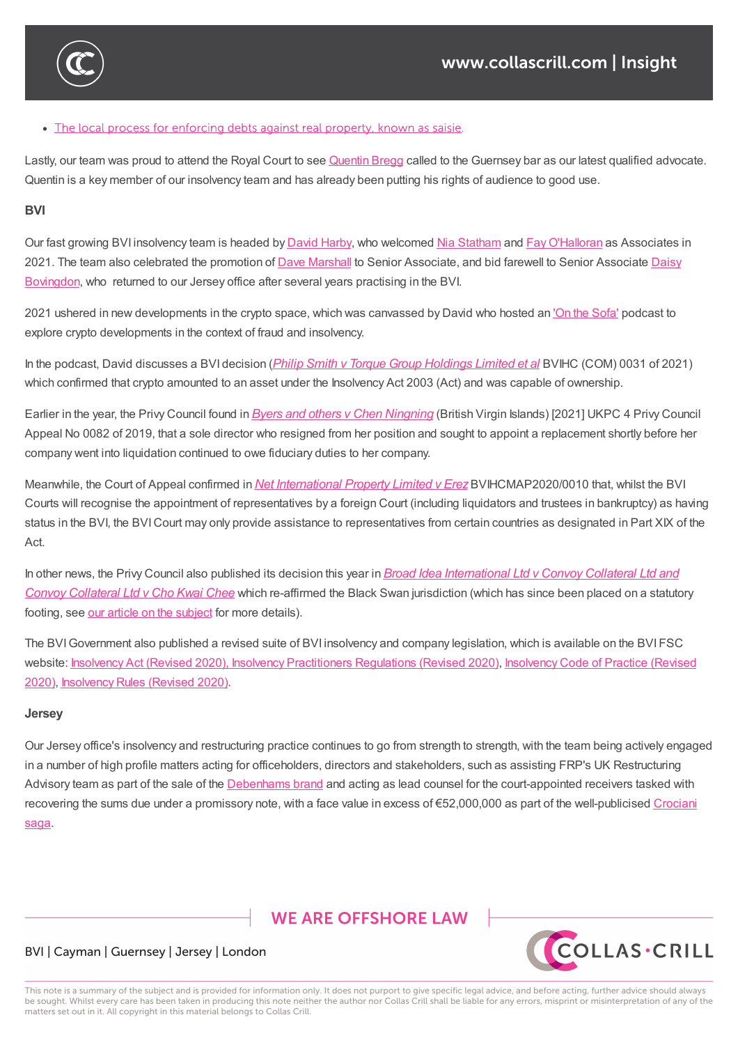- The local process for enforcing debts against real property, known as saisie.

Lastly, our team was proud to attend the Royal Court to see Quentin Bregg called to the Guernsey bar as our latest qualified advocate. Quentin is a key member of our insolvency team and has already been putting his rights of audience to good use.

**BVI**

Our fast growing BVI insolvency team is headed by David Harby, who welcomed Nia Statham and Fay O'Halloran as Associates in 2021. The team also celebrated the promotion of Dave Marshall to Senior Associate, and bid farewell to Senior Associate Daisy Bovingdon, who returned to our Jersey office after several years practising in the BVI.

2021 ushered in new developments in the crypto space, which was canvassed by David who hosted an 'On the Sofa' podcast to explore crypto developments in the context of fraud and insolvency.

In the podcast, David discusses a BVI decision (*Philip Smith v Torque Group Holdings Limited et al* BVIHC (COM) 0031 of 2021) which confirmed that crypto amounted to an asset under the Insolvency Act 2003 (Act) and was capable of ownership.

Earlier in the year, the Privy Council found in *Byers and others v Chen Ningning* (British Virgin Islands) [2021] UKPC 4 Privy Council Appeal No 0082 of 2019, that a sole director who resigned from her position and sought to appoint a replacement shortly before her company went into liquidation continued to owe fiduciary duties to her company.

Meanwhile, the Court of Appeal confirmed in *Net International Property Limited v Erez* BVIHCMAP2020/0010 that, whilst the BVI Courts will recognise the appointment of representatives by a foreign Court (including liquidators and trustees in bankruptcy) as having status in the BVI, the BVI Court may only provide assistance to representatives from certain countries as designated in Part XIX of the Act.

In other news, the Privy Council also published its decision this year in *Broad Idea International Ltd v Convoy Collateral Ltd and Convoy Collateral Ltd v Cho Kwai Chee* which re-affirmed the Black Swan jurisdiction (which has since been placed on a statutory footing, see our article on the subject for more details).

The BVI Government also published a revised suite of BVI insolvency and company legislation, which is available on the BVI FSC website: Insolvency Act (Revised 2020), Insolvency Practitioners Regulations (Revised 2020), Insolvency Code of Practice (Revised 2020), Insolvency Rules (Revised 2020).

**Jersey**

Our Jersey office's insolvency and restructuring practice continues to go from strength to strength, with the team being actively engaged in a number of high profile matters acting for officeholders, directors and stakeholders, such as assisting FRP's UK Restructuring Advisory team as part of the sale of the Debenhams brand and acting as lead counsel for the court-appointed receivers tasked with recovering the sums due under a promissory note, with a face value in excess of €52,000,000 as part of the well-publicised Crociani saga.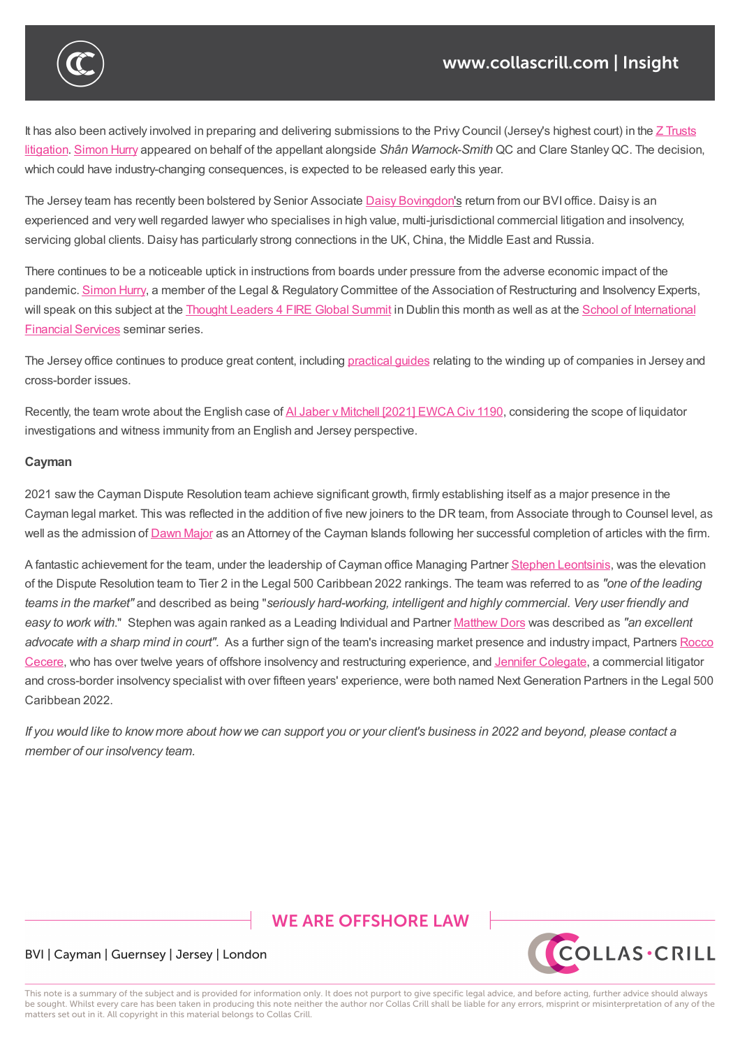It has also been actively involved in preparing and delivering submissions to the Privy Council (Jersey's highest court) in the Z Trusts litigation. Simon Hurry appeared on behalf of the appellant alongside *Shân Warnock-Smith* QC and Clare Stanley QC. The decision, which could have industry-changing consequences, is expected to be released early this year.

The Jersey team has recently been bolstered by Senior Associate Daisy Bovingdon's return from our BVI office. Daisy is an experienced and very well regarded lawyer who specialises in high value, multi-jurisdictional commercial litigation and insolvency, servicing global clients. Daisy has particularly strong connections in the UK, China, the Middle East and Russia.

There continues to be a noticeable uptick in instructions from boards under pressure from the adverse economic impact of the pandemic. Simon Hurry, a member of the Legal & Regulatory Committee of the Association of Restructuring and Insolvency Experts, will speak on this subject at the Thought Leaders 4 FIRE Global Summit in Dublin this month as well as at the School of International Financial Services seminar series.

The Jersey office continues to produce great content, including practical guides relating to the winding up of companies in Jersey and cross-border issues.

Recently, the team wrote about the English case of Al Jaber v Mitchell [2021] EWCA Civ 1190, considering the scope of liquidator investigations and witness immunity from an English and Jersey perspective.

**Cayman**

2021 saw the Cayman Dispute Resolution team achieve significant growth, firmly establishing itself as a major presence in the Cayman legal market. This was reflected in the addition of five new joiners to the DR team, from Associate through to Counsel level, as well as the admission of Dawn Major as an Attorney of the Cayman Islands following her successful completion of articles with the firm.

A fantastic achievement for the team, under the leadership of Cayman office Managing Partner Stephen Leontsinis, was the elevation of the Dispute Resolution team to Tier 2 in the Legal 500 Caribbean 2022 rankings. The team was referred to as *"one of the leading teams in the market"* and described as being "*seriously hard-working, intelligent and highly commercial. Very user friendly and easy to work with*." Stephen was again ranked as a Leading Individual and Partner Matthew Dors was described as *"an excellent advocate with a sharp mind in court"*. As a further sign of the team's increasing market presence and industry impact, Partners Rocco Cecere, who has over twelve years of offshore insolvency and restructuring experience, and Jennifer Colegate, a commercial litigator and cross-border insolvency specialist with over fifteen years' experience, were both named Next Generation Partners in the Legal 500 Caribbean 2022.

*If you would like to know more about how we can support you or your client's business in 2022 and beyond, please contact a member of our insolvency team.*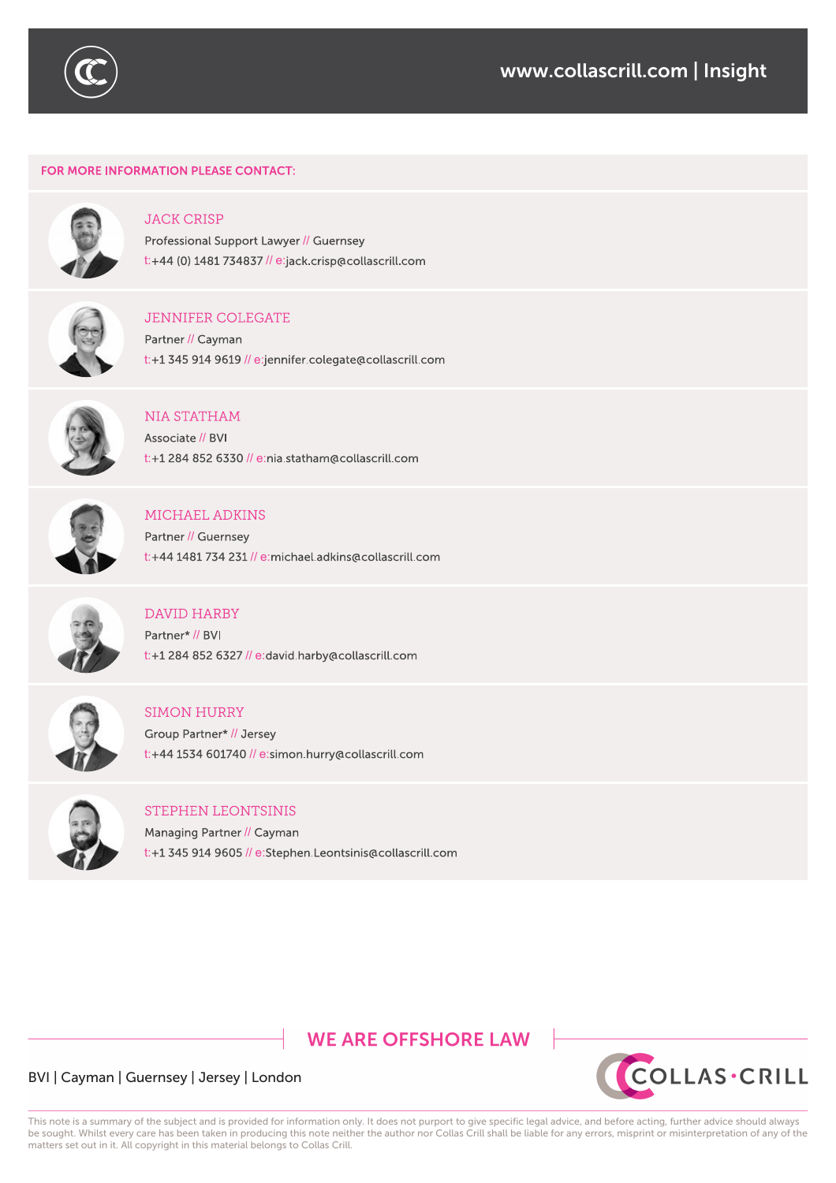## FOR MORE INFORMATION PLEASE CONTACT:

**JACK CRISP**
Professional Support Lawyer // Guernsey
t:+44 (0) 1481 734837 // e:jack.crisp@collascrill.com

**JENNIFER COLEGATE**
Partner // Cayman
t:+1 345 914 9619 // e:jennifer.colegate@collascrill.com

**NIA STATHAM**
Associate // BVI
t:+1 284 852 6330 // e:nia.statham@collascrill.com

**MICHAEL ADKINS**
Partner // Guernsey
t:+44 1481 734 231 // e:michael.adkins@collascrill.com

**DAVID HARBY**
Partner* // BVI
t:+1 284 852 6327 // e:david.harby@collascrill.com

**SIMON HURRY**
Group Partner* // Jersey
t:+44 1534 601740 // e:simon.hurry@collascrill.com

**STEPHEN LEONTSINIS**
Managing Partner // Cayman
t:+1 345 914 9605 // e:Stephen.Leontsinis@collascrill.com

## WE ARE OFFSHORE LAW

BVI | Cayman | Guernsey | Jersey | London

COLLAS·CRILL

This note is a summary of the subject and is provided for information only. It does not purport to give specific legal advice, and before acting, further advice should always be sought. Whilst every care has been taken in producing this note neither the author nor Collas Crill shall be liable for any errors, misprint or misinterpretation of any of the matters set out in it. All copyright in this material belongs to Collas Crill.